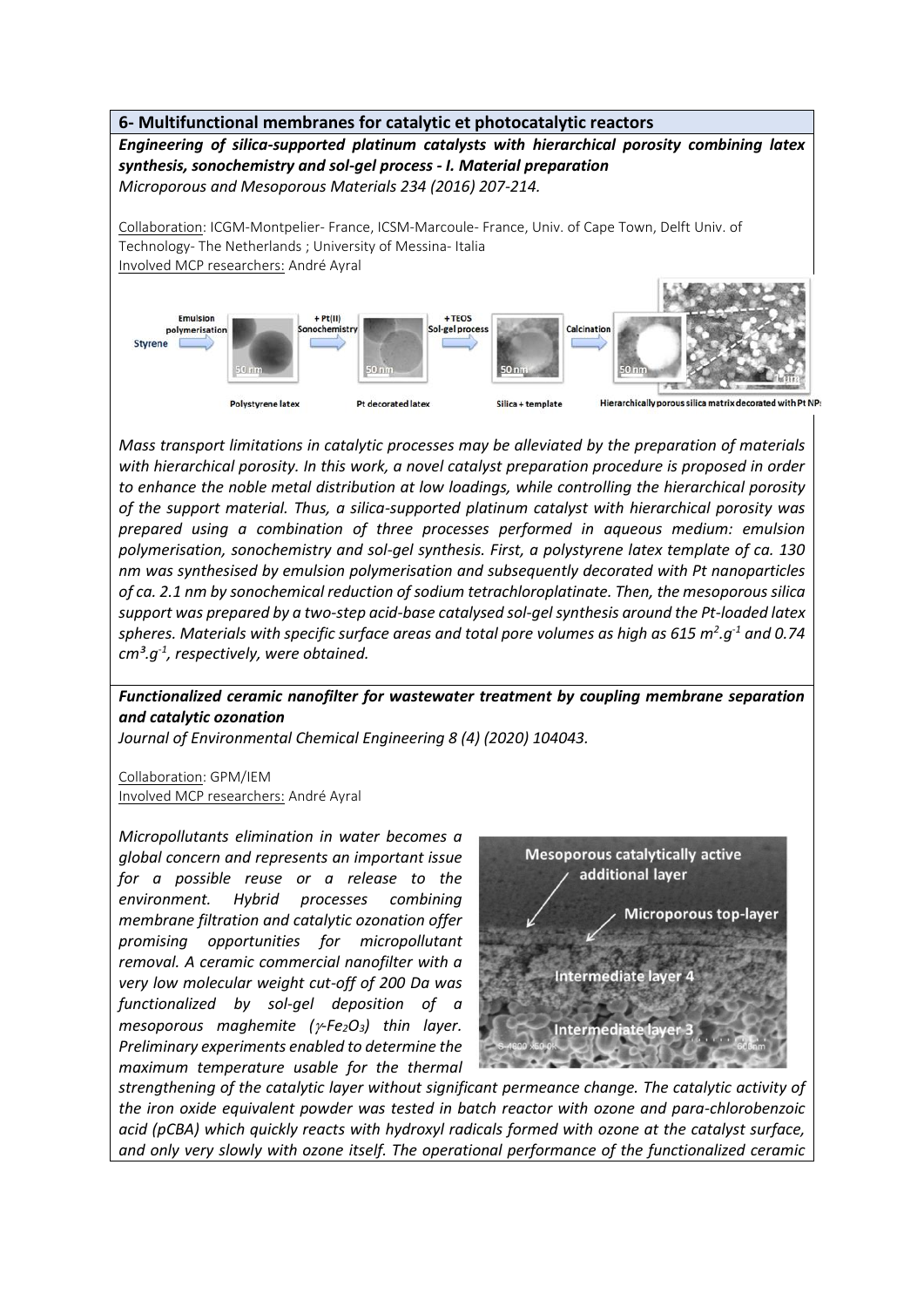## 6- Multifunctional membranes for catalytic et photocatalytic reactors

***Engineering of silica-supported platinum catalysts with hierarchical porosity combining latex synthesis, sonochemistry and sol-gel process - I. Material preparation***

*Microporous and Mesoporous Materials 234 (2016) 207-214.*

Collaboration: ICGM-Montpelier- France, ICSM-Marcoule- France, Univ. of Cape Town, Delft Univ. of Technology- The Netherlands ; University of Messina- Italia

Involved MCP researchers: André Ayral

*Mass transport limitations in catalytic processes may be alleviated by the preparation of materials with hierarchical porosity. In this work, a novel catalyst preparation procedure is proposed in order to enhance the noble metal distribution at low loadings, while controlling the hierarchical porosity of the support material. Thus, a silica-supported platinum catalyst with hierarchical porosity was prepared using a combination of three processes performed in aqueous medium: emulsion polymerisation, sonochemistry and sol-gel synthesis. First, a polystyrene latex template of ca. 130 nm was synthesised by emulsion polymerisation and subsequently decorated with Pt nanoparticles of ca. 2.1 nm by sonochemical reduction of sodium tetrachloroplatinate. Then, the mesoporous silica support was prepared by a two-step acid-base catalysed sol-gel synthesis around the Pt-loaded latex spheres. Materials with specific surface areas and total pore volumes as high as 615 $m^2.g^{-1}$ and 0.74 $cm^3.g^{-1}$, respectively, were obtained.*

***Functionalized ceramic nanofilter for wastewater treatment by coupling membrane separation and catalytic ozonation***

*Journal of Environmental Chemical Engineering 8 (4) (2020) 104043.*

Collaboration: GPM/IEM

Involved MCP researchers: André Ayral

*Micropollutants elimination in water becomes a global concern and represents an important issue for a possible reuse or a release to the environment. Hybrid processes combining membrane filtration and catalytic ozonation offer promising opportunities for micropollutant removal. A ceramic commercial nanofilter with a very low molecular weight cut-off of 200 Da was functionalized by sol-gel deposition of a mesoporous maghemite ($\gamma$-$Fe_2O_3$) thin layer. Preliminary experiments enabled to determine the maximum temperature usable for the thermal strengthening of the catalytic layer without significant permeance change. The catalytic activity of the iron oxide equivalent powder was tested in batch reactor with ozone and para-chlorobenzoic acid (pCBA) which quickly reacts with hydroxyl radicals formed with ozone at the catalyst surface, and only very slowly with ozone itself. The operational performance of the functionalized ceramic*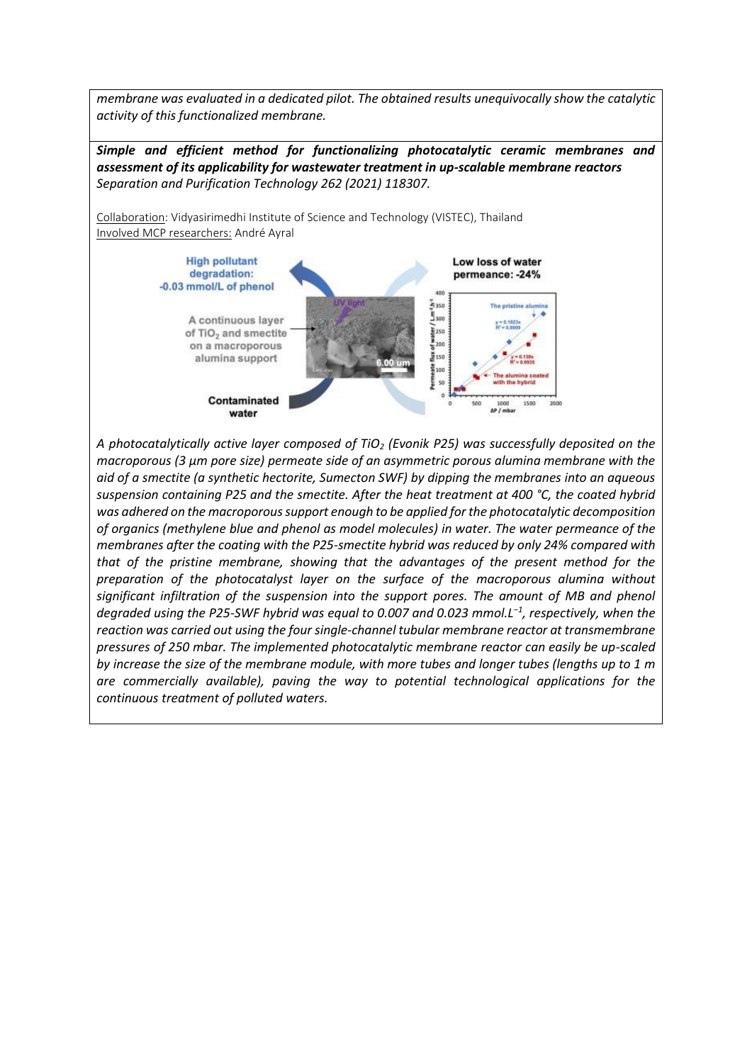*membrane was evaluated in a dedicated pilot. The obtained results unequivocally show the catalytic activity of this functionalized membrane.*

***Simple and efficient method for functionalizing photocatalytic ceramic membranes and assessment of its applicability for wastewater treatment in up-scalable membrane reactors***
*Separation and Purification Technology 262 (2021) 118307.*

Collaboration: Vidyasirimedhi Institute of Science and Technology (VISTEC), Thailand
Involved MCP researchers: André Ayral

High pollutant degradation: -0.03 mmol/L of phenol

Low loss of water permeance: -24%

A continuous layer of $TiO_2$ and smectite on a macroporous alumina support

UV light

6.00 um

Contaminated water

Permeate flux of water / $L.m^{-2}.h^{-1}$

ΔP / mbar

The pristine alumina

y = 0.1823x
$R^2$ = 0.9509

y = 0.138x
$R^2$ = 0.9935

The alumina coated with the hybrid

*A photocatalytically active layer composed of $TiO_2$ (Evonik P25) was successfully deposited on the macroporous (3 µm pore size) permeate side of an asymmetric porous alumina membrane with the aid of a smectite (a synthetic hectorite, Sumecton SWF) by dipping the membranes into an aqueous suspension containing P25 and the smectite. After the heat treatment at 400 °C, the coated hybrid was adhered on the macroporous support enough to be applied for the photocatalytic decomposition of organics (methylene blue and phenol as model molecules) in water. The water permeance of the membranes after the coating with the P25-smectite hybrid was reduced by only 24% compared with that of the pristine membrane, showing that the advantages of the present method for the preparation of the photocatalyst layer on the surface of the macroporous alumina without significant infiltration of the suspension into the support pores. The amount of MB and phenol degraded using the P25-SWF hybrid was equal to 0.007 and 0.023 mmol.$L^{-1}$, respectively, when the reaction was carried out using the four single-channel tubular membrane reactor at transmembrane pressures of 250 mbar. The implemented photocatalytic membrane reactor can easily be up-scaled by increase the size of the membrane module, with more tubes and longer tubes (lengths up to 1 m are commercially available), paving the way to potential technological applications for the continuous treatment of polluted waters.*